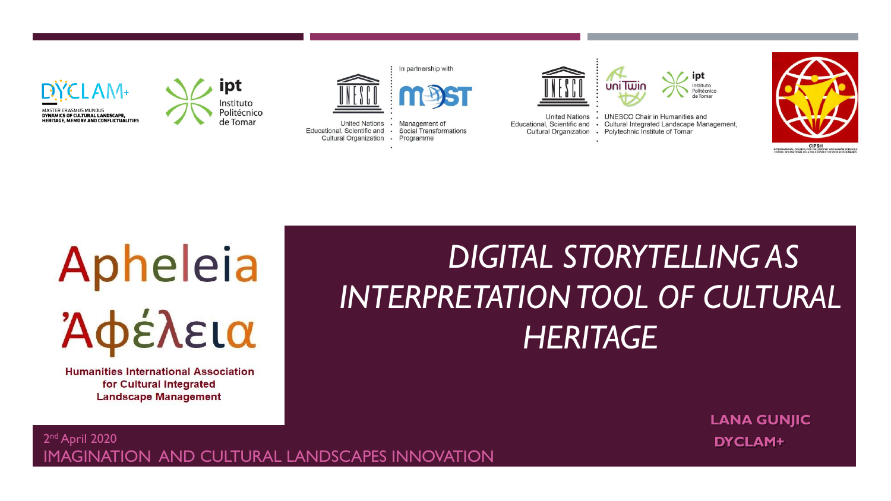DYCLAM+

MASTER ERASMUS MUNDUS
DYNAMICS OF CULTURAL LANDSCAPE, HERITAGE, MEMORY AND CONFLICTUALITIES

ipt Instituto Politécnico de Tomar

United Nations Educational, Scientific and Cultural Organization · In partnership with MOST Management of Social Transformations Programme

United Nations Educational, Scientific and Cultural Organization · UNESCO Chair in Humanities and Cultural Integrated Landscape Management, Polytechnic Institute of Tomar

CIPSH

Apheleia

Ἀφέλεια

Humanities International Association for Cultural Integrated Landscape Management

# *DIGITAL STORYTELLING AS INTERPRETATION TOOL OF CULTURAL HERITAGE*

**LANA GUNJIC**

**DYCLAM+**

2nd April 2020

IMAGINATION AND CULTURAL LANDSCAPES INNOVATION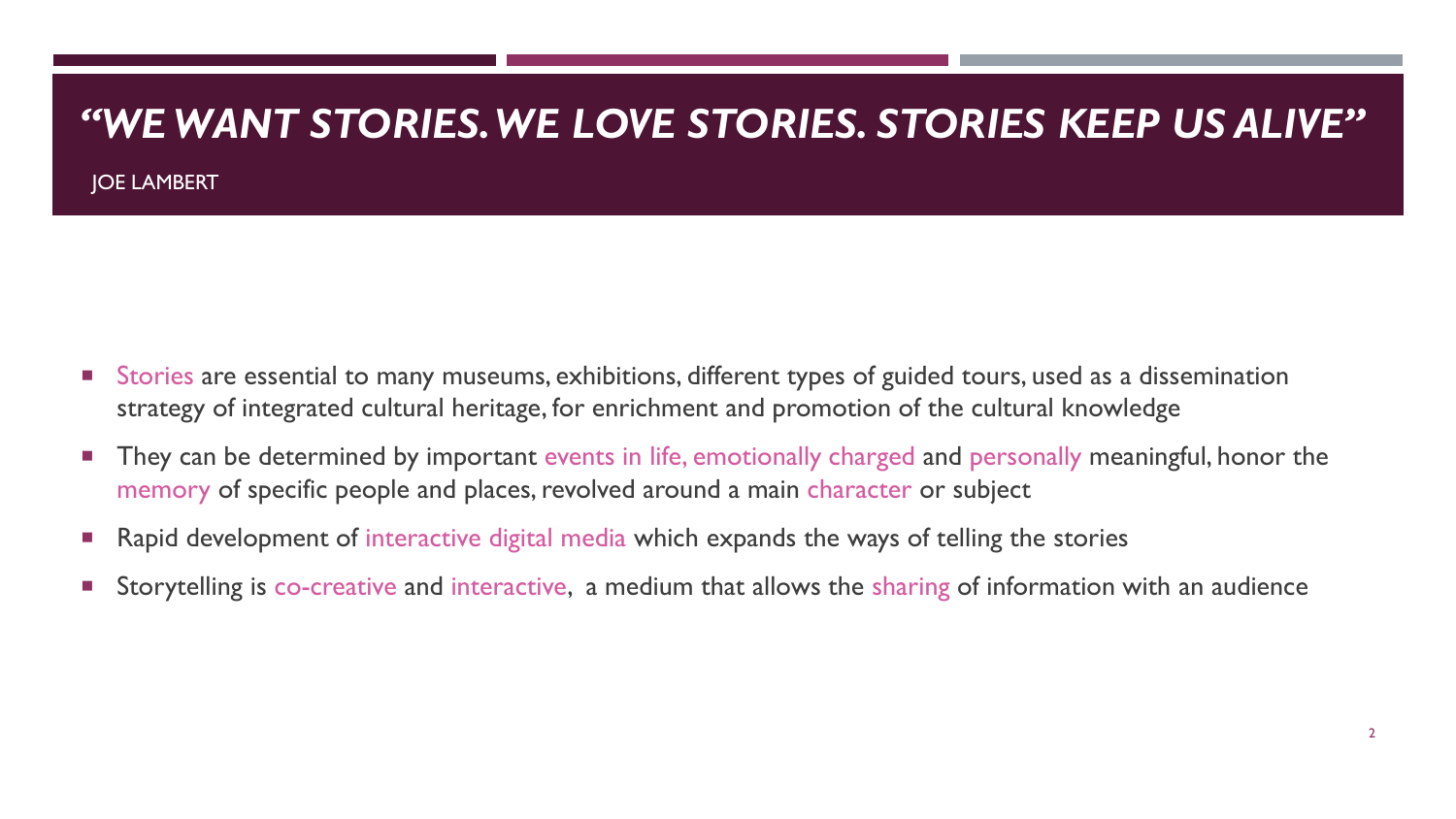# *“WE WANT STORIES. WE LOVE STORIES. STORIES KEEP US ALIVE”*

JOE LAMBERT

- Stories are essential to many museums, exhibitions, different types of guided tours, used as a dissemination strategy of integrated cultural heritage, for enrichment and promotion of the cultural knowledge
- They can be determined by important events in life, emotionally charged and personally meaningful, honor the memory of specific people and places, revolved around a main character or subject
- Rapid development of interactive digital media which expands the ways of telling the stories
- Storytelling is co-creative and interactive, a medium that allows the sharing of information with an audience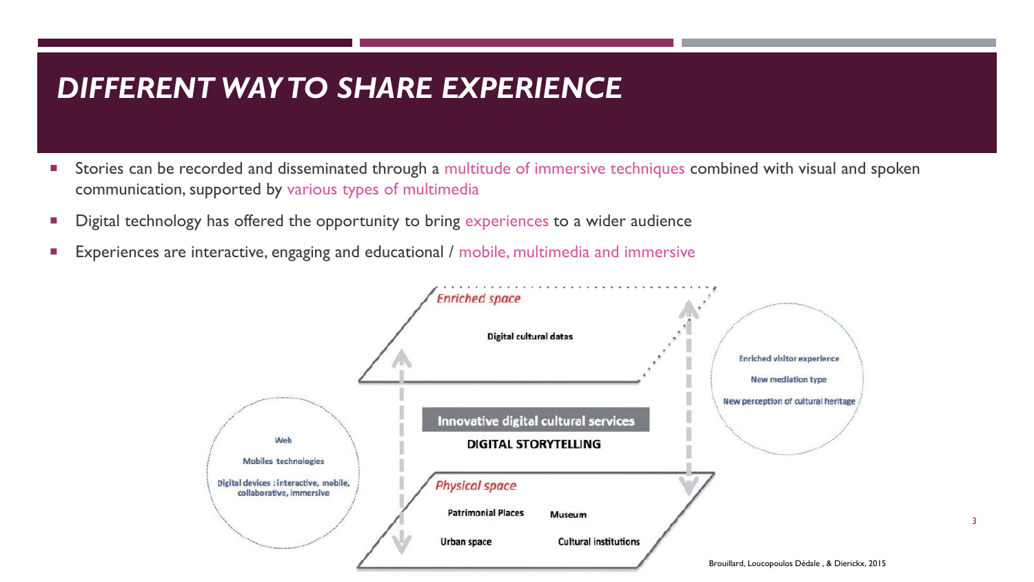# DIFFERENT WAY TO SHARE EXPERIENCE

- Stories can be recorded and disseminated through a multitude of immersive techniques combined with visual and spoken communication, supported by various types of multimedia
- Digital technology has offered the opportunity to bring experiences to a wider audience
- Experiences are interactive, engaging and educational / mobile, multimedia and immersive

*Enriched space*

Digital cultural datas

Web

Mobiles technologies

Digital devices : interactive, mobile, collaborative, immersive

**Innovative digital cultural services**

**DIGITAL STORYTELLING**

Enriched visitor experience

New mediation type

New perception of cultural heritage

*Physical space*

Patrimonial Places

Museum

Urban space

Cultural institutions

Brouillard, Loucopoulos Dédale , & Dierickx, 2015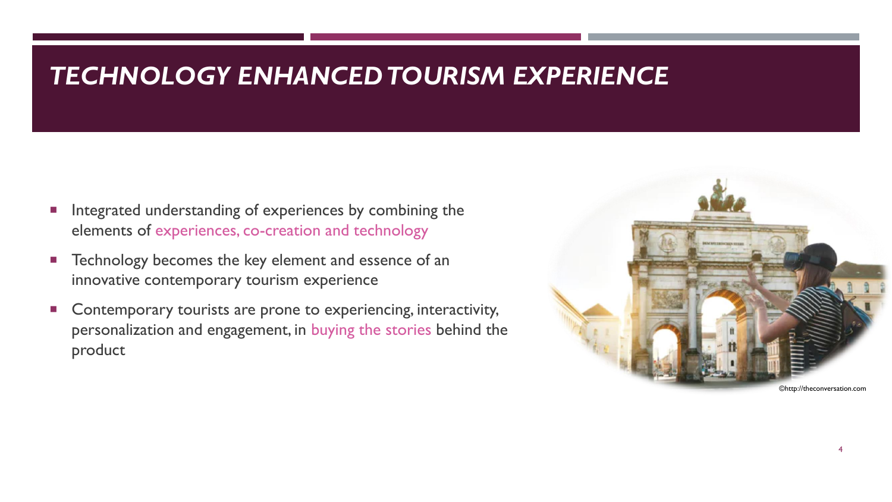# TECHNOLOGY ENHANCED TOURISM EXPERIENCE

- Integrated understanding of experiences by combining the elements of experiences, co-creation and technology
- Technology becomes the key element and essence of an innovative contemporary tourism experience
- Contemporary tourists are prone to experiencing, interactivity, personalization and engagement, in buying the stories behind the product

©http://theconversation.com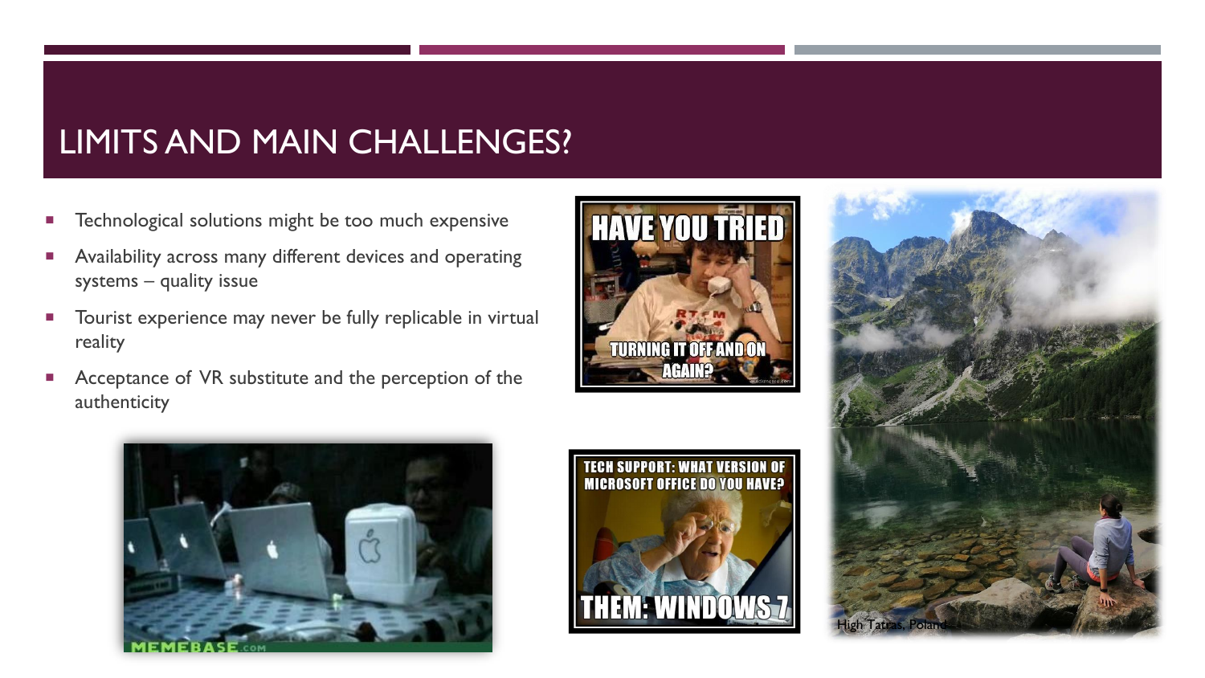# LIMITS AND MAIN CHALLENGES?

- Technological solutions might be too much expensive
- Availability across many different devices and operating systems – quality issue
- Tourist experience may never be fully replicable in virtual reality
- Acceptance of VR substitute and the perception of the authenticity

High Tatras, Poland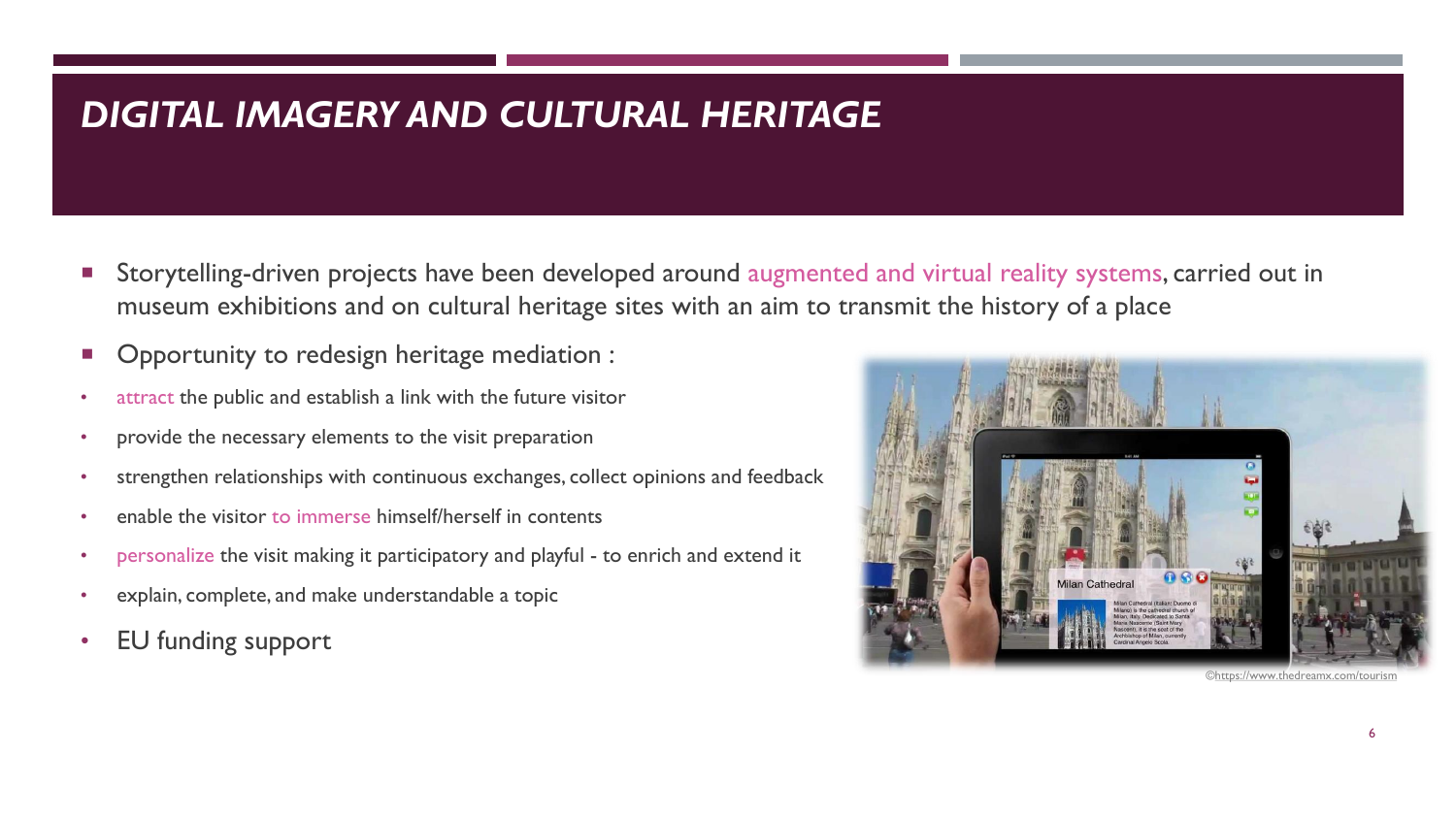# DIGITAL IMAGERY AND CULTURAL HERITAGE

- Storytelling-driven projects have been developed around augmented and virtual reality systems, carried out in museum exhibitions and on cultural heritage sites with an aim to transmit the history of a place
- Opportunity to redesign heritage mediation :
  - attract the public and establish a link with the future visitor
  - provide the necessary elements to the visit preparation
  - strengthen relationships with continuous exchanges, collect opinions and feedback
  - enable the visitor to immerse himself/herself in contents
  - personalize the visit making it participatory and playful - to enrich and extend it
  - explain, complete, and make understandable a topic
  - EU funding support

©https://www.thedreamx.com/tourism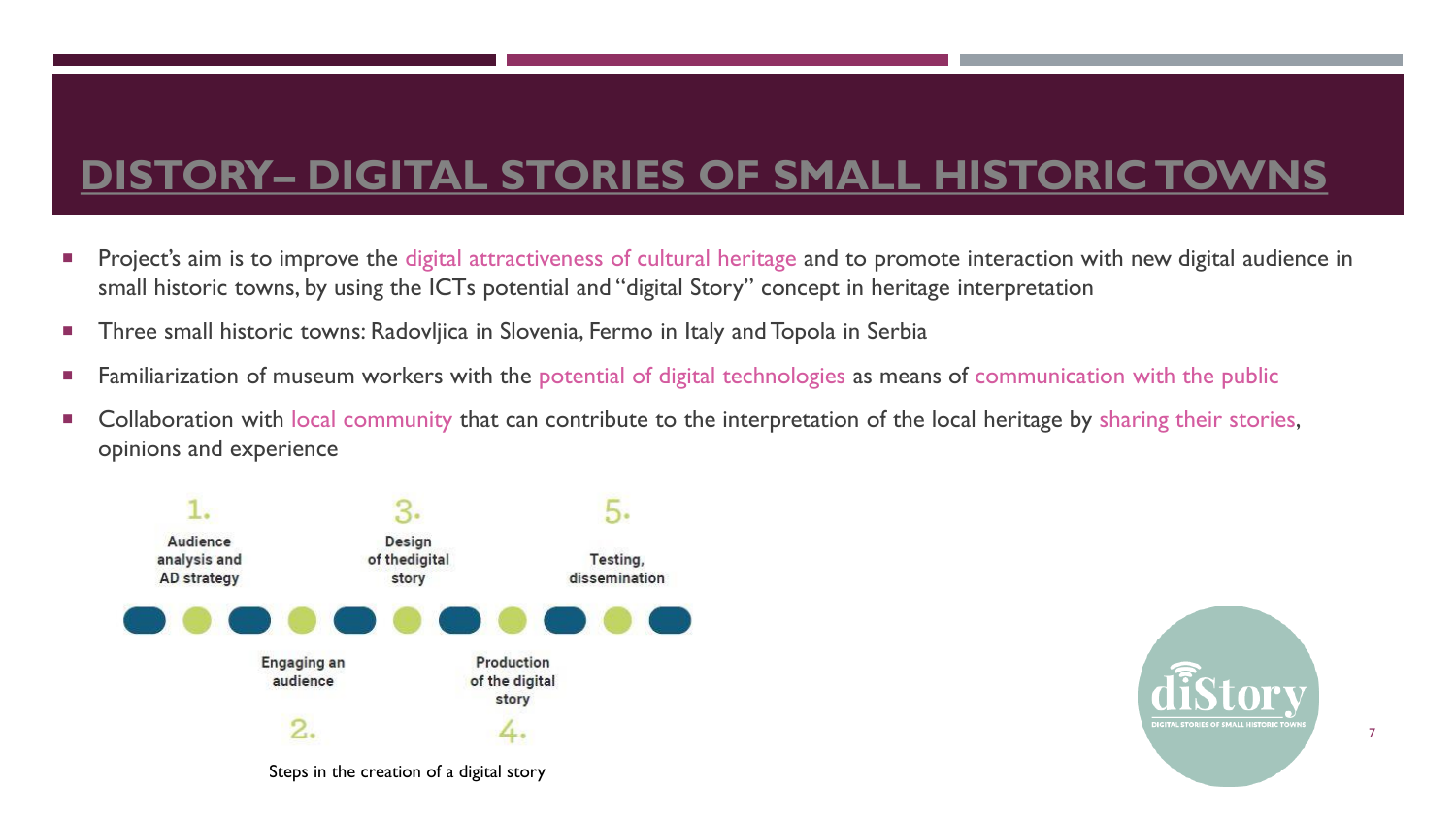# DISTORY– DIGITAL STORIES OF SMALL HISTORIC TOWNS

- Project's aim is to improve the digital attractiveness of cultural heritage and to promote interaction with new digital audience in small historic towns, by using the ICTs potential and "digital Story" concept in heritage interpretation
- Three small historic towns: Radovljica in Slovenia, Fermo in Italy and Topola in Serbia
- Familiarization of museum workers with the potential of digital technologies as means of communication with the public
- Collaboration with local community that can contribute to the interpretation of the local heritage by sharing their stories, opinions and experience

1. Audience analysis and AD strategy
2. Engaging an audience
3. Design of thedigital story
4. Production of the digital story
5. Testing, dissemination

Steps in the creation of a digital story

diStory
DIGITAL STORIES OF SMALL HISTORIC TOWNS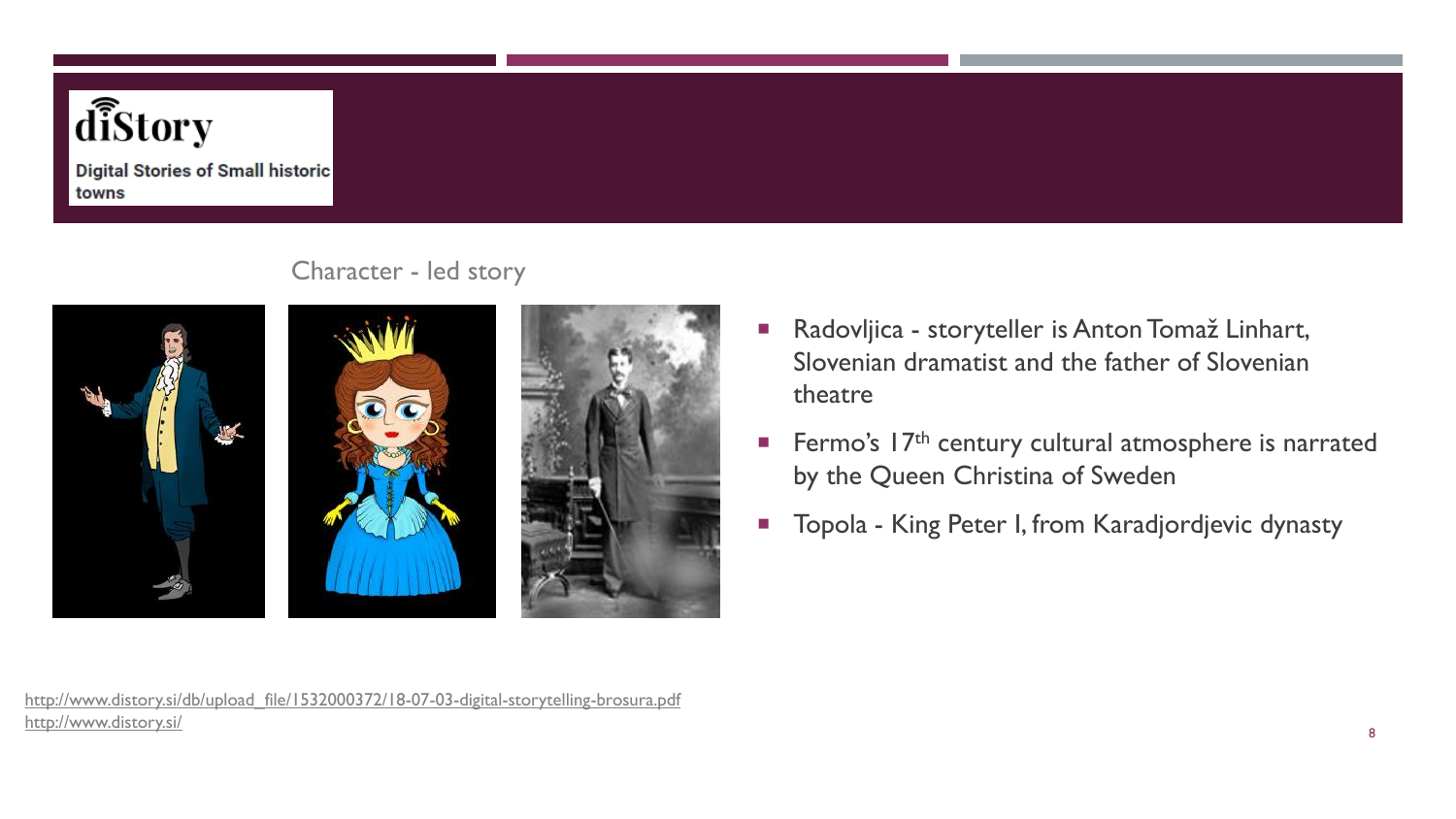**diStory**

Digital Stories of Small historic towns

## Character - led story

- Radovljica - storyteller is Anton Tomaž Linhart, Slovenian dramatist and the father of Slovenian theatre
- Fermo's 17th century cultural atmosphere is narrated by the Queen Christina of Sweden
- Topola - King Peter I, from Karadjordjevic dynasty

http://www.distory.si/db/upload_file/1532000372/18-07-03-digital-storytelling-brosura.pdf
http://www.distory.si/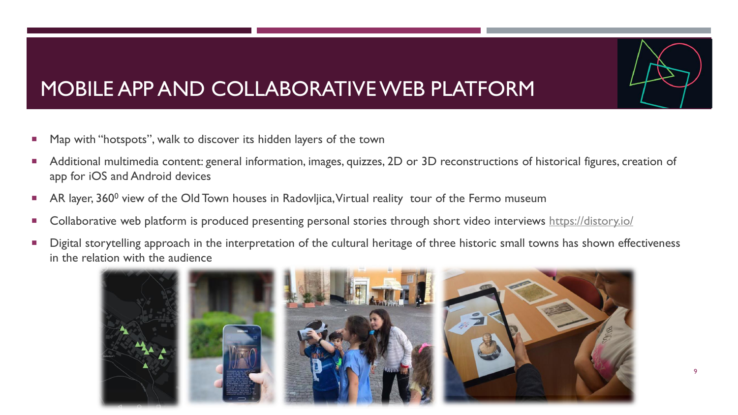# MOBILE APP AND COLLABORATIVE WEB PLATFORM

- Map with "hotspots", walk to discover its hidden layers of the town
- Additional multimedia content: general information, images, quizzes, 2D or 3D reconstructions of historical figures, creation of app for iOS and Android devices
- AR layer, $360^0$ view of the Old Town houses in Radovljica, Virtual reality tour of the Fermo museum
- Collaborative web platform is produced presenting personal stories through short video interviews https://distory.io/
- Digital storytelling approach in the interpretation of the cultural heritage of three historic small towns has shown effectiveness in the relation with the audience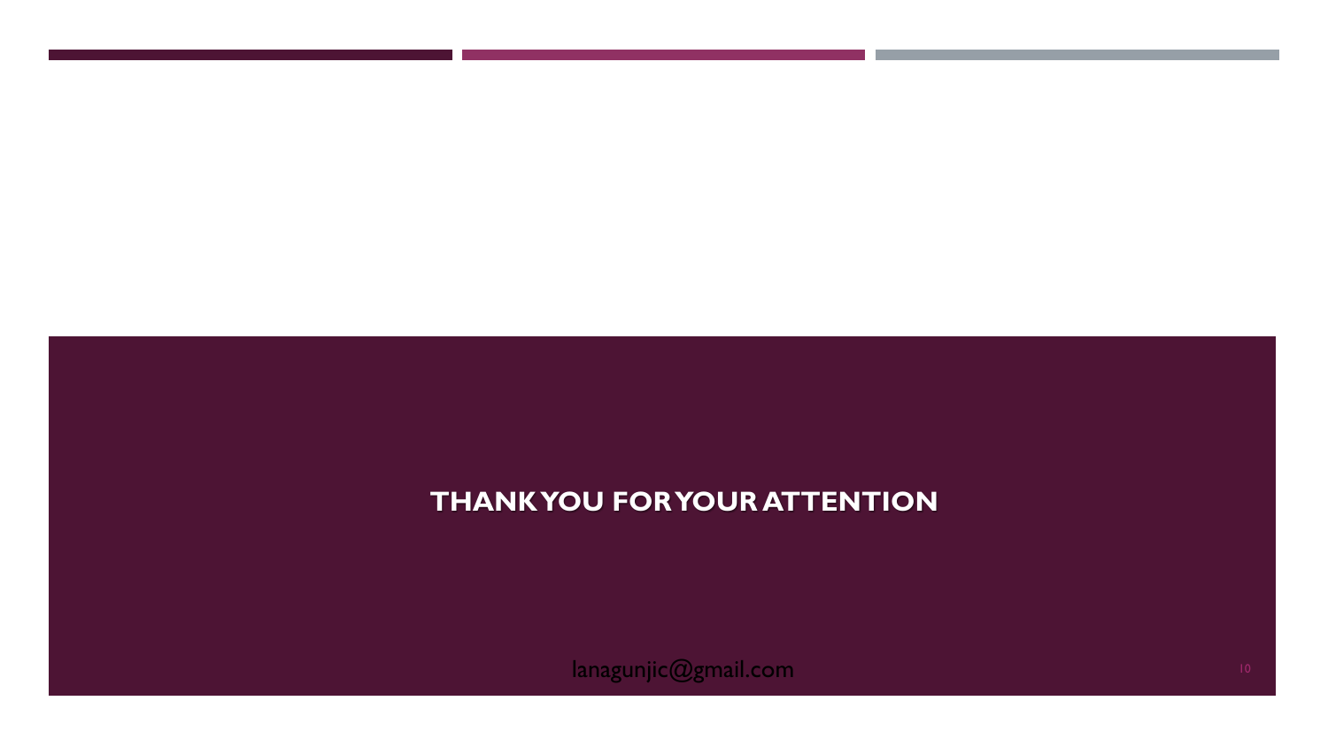# THANK YOU FOR YOUR ATTENTION

lanagunjic@gmail.com